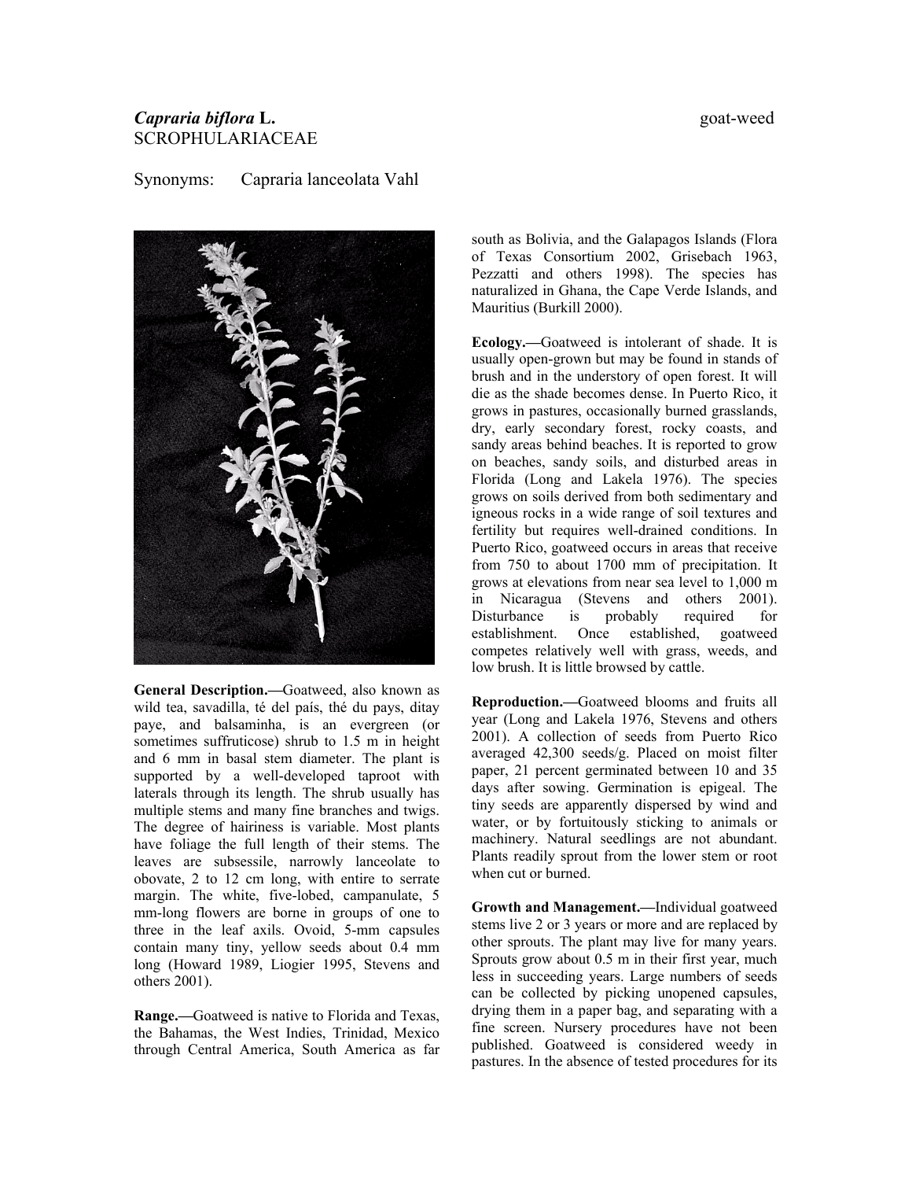*Capraria biflora* **L.** goat-weed
SCROPHULARIACEAE

Synonyms: Capraria lanceolata Vahl

**General Description.—**Goatweed, also known as wild tea, savadilla, té del país, thé du pays, ditay paye, and balsaminha, is an evergreen (or sometimes suffruticose) shrub to 1.5 m in height and 6 mm in basal stem diameter. The plant is supported by a well-developed taproot with laterals through its length. The shrub usually has multiple stems and many fine branches and twigs. The degree of hairiness is variable. Most plants have foliage the full length of their stems. The leaves are subsessile, narrowly lanceolate to obovate, 2 to 12 cm long, with entire to serrate margin. The white, five-lobed, campanulate, 5 mm-long flowers are borne in groups of one to three in the leaf axils. Ovoid, 5-mm capsules contain many tiny, yellow seeds about 0.4 mm long (Howard 1989, Liogier 1995, Stevens and others 2001).

**Range.—**Goatweed is native to Florida and Texas, the Bahamas, the West Indies, Trinidad, Mexico through Central America, South America as far south as Bolivia, and the Galapagos Islands (Flora of Texas Consortium 2002, Grisebach 1963, Pezzatti and others 1998). The species has naturalized in Ghana, the Cape Verde Islands, and Mauritius (Burkill 2000).

**Ecology.—**Goatweed is intolerant of shade. It is usually open-grown but may be found in stands of brush and in the understory of open forest. It will die as the shade becomes dense. In Puerto Rico, it grows in pastures, occasionally burned grasslands, dry, early secondary forest, rocky coasts, and sandy areas behind beaches. It is reported to grow on beaches, sandy soils, and disturbed areas in Florida (Long and Lakela 1976). The species grows on soils derived from both sedimentary and igneous rocks in a wide range of soil textures and fertility but requires well-drained conditions. In Puerto Rico, goatweed occurs in areas that receive from 750 to about 1700 mm of precipitation. It grows at elevations from near sea level to 1,000 m in Nicaragua (Stevens and others 2001). Disturbance is probably required for establishment. Once established, goatweed competes relatively well with grass, weeds, and low brush. It is little browsed by cattle.

**Reproduction.—**Goatweed blooms and fruits all year (Long and Lakela 1976, Stevens and others 2001). A collection of seeds from Puerto Rico averaged 42,300 seeds/g. Placed on moist filter paper, 21 percent germinated between 10 and 35 days after sowing. Germination is epigeal. The tiny seeds are apparently dispersed by wind and water, or by fortuitously sticking to animals or machinery. Natural seedlings are not abundant. Plants readily sprout from the lower stem or root when cut or burned.

**Growth and Management.—**Individual goatweed stems live 2 or 3 years or more and are replaced by other sprouts. The plant may live for many years. Sprouts grow about 0.5 m in their first year, much less in succeeding years. Large numbers of seeds can be collected by picking unopened capsules, drying them in a paper bag, and separating with a fine screen. Nursery procedures have not been published. Goatweed is considered weedy in pastures. In the absence of tested procedures for its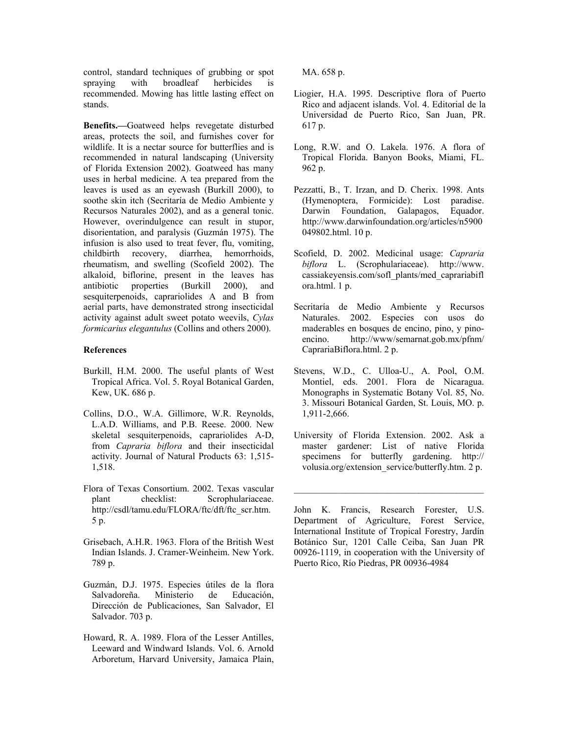control, standard techniques of grubbing or spot spraying with broadleaf herbicides is recommended. Mowing has little lasting effect on stands.

**Benefits.—**Goatweed helps revegetate disturbed areas, protects the soil, and furnishes cover for wildlife. It is a nectar source for butterflies and is recommended in natural landscaping (University of Florida Extension 2002). Goatweed has many uses in herbal medicine. A tea prepared from the leaves is used as an eyewash (Burkill 2000), to soothe skin itch (Secritaría de Medio Ambiente y Recursos Naturales 2002), and as a general tonic. However, overindulgence can result in stupor, disorientation, and paralysis (Guzmán 1975). The infusion is also used to treat fever, flu, vomiting, childbirth recovery, diarrhea, hemorrhoids, rheumatism, and swelling (Scofield 2002). The alkaloid, biflorine, present in the leaves has antibiotic properties (Burkill 2000), and sesquiterpenoids, caprariolides A and B from aerial parts, have demonstrated strong insecticidal activity against adult sweet potato weevils, *Cylas formicarius elegantulus* (Collins and others 2000).

**References**

Burkill, H.M. 2000. The useful plants of West Tropical Africa. Vol. 5. Royal Botanical Garden, Kew, UK. 686 p.

Collins, D.O., W.A. Gillimore, W.R. Reynolds, L.A.D. Williams, and P.B. Reese. 2000. New skeletal sesquiterpenoids, caprariolides A-D, from *Capraria biflora* and their insecticidal activity. Journal of Natural Products 63: 1,515-1,518.

Flora of Texas Consortium. 2002. Texas vascular plant checklist: Scrophulariaceae. http://csdl/tamu.edu/FLORA/ftc/dft/ftc_scr.htm. 5 p.

Grisebach, A.H.R. 1963. Flora of the British West Indian Islands. J. Cramer-Weinheim. New York. 789 p.

Guzmán, D.J. 1975. Especies útiles de la flora Salvadoreña. Ministerio de Educación, Dirección de Publicaciones, San Salvador, El Salvador. 703 p.

Howard, R. A. 1989. Flora of the Lesser Antilles, Leeward and Windward Islands. Vol. 6. Arnold Arboretum, Harvard University, Jamaica Plain, MA. 658 p.

Liogier, H.A. 1995. Descriptive flora of Puerto Rico and adjacent islands. Vol. 4. Editorial de la Universidad de Puerto Rico, San Juan, PR. 617 p.

Long, R.W. and O. Lakela. 1976. A flora of Tropical Florida. Banyon Books, Miami, FL. 962 p.

Pezzatti, B., T. Irzan, and D. Cherix. 1998. Ants (Hymenoptera, Formicide): Lost paradise. Darwin Foundation, Galapagos, Equador. http://www.darwinfoundation.org/articles/n5900049802.html. 10 p.

Scofield, D. 2002. Medicinal usage: *Capraria biflora* L. (Scrophulariaceae). http://www.cassiakeyensis.com/sofl_plants/med_caprariabiflora.html. 1 p.

Secritaría de Medio Ambiente y Recursos Naturales. 2002. Especies con usos do maderables en bosques de encino, pino, y pino-encino. http://www/semarnat.gob.mx/pfnm/CaprariaBiflora.html. 2 p.

Stevens, W.D., C. Ulloa-U., A. Pool, O.M. Montiel, eds. 2001. Flora de Nicaragua. Monographs in Systematic Botany Vol. 85, No. 3. Missouri Botanical Garden, St. Louis, MO. p. 1,911-2,666.

University of Florida Extension. 2002. Ask a master gardener: List of native Florida specimens for butterfly gardening. http://volusia.org/extension_service/butterfly.htm. 2 p.

---

John K. Francis, Research Forester, U.S. Department of Agriculture, Forest Service, International Institute of Tropical Forestry, Jardín Botánico Sur, 1201 Calle Ceiba, San Juan PR 00926-1119, in cooperation with the University of Puerto Rico, Río Piedras, PR 00936-4984